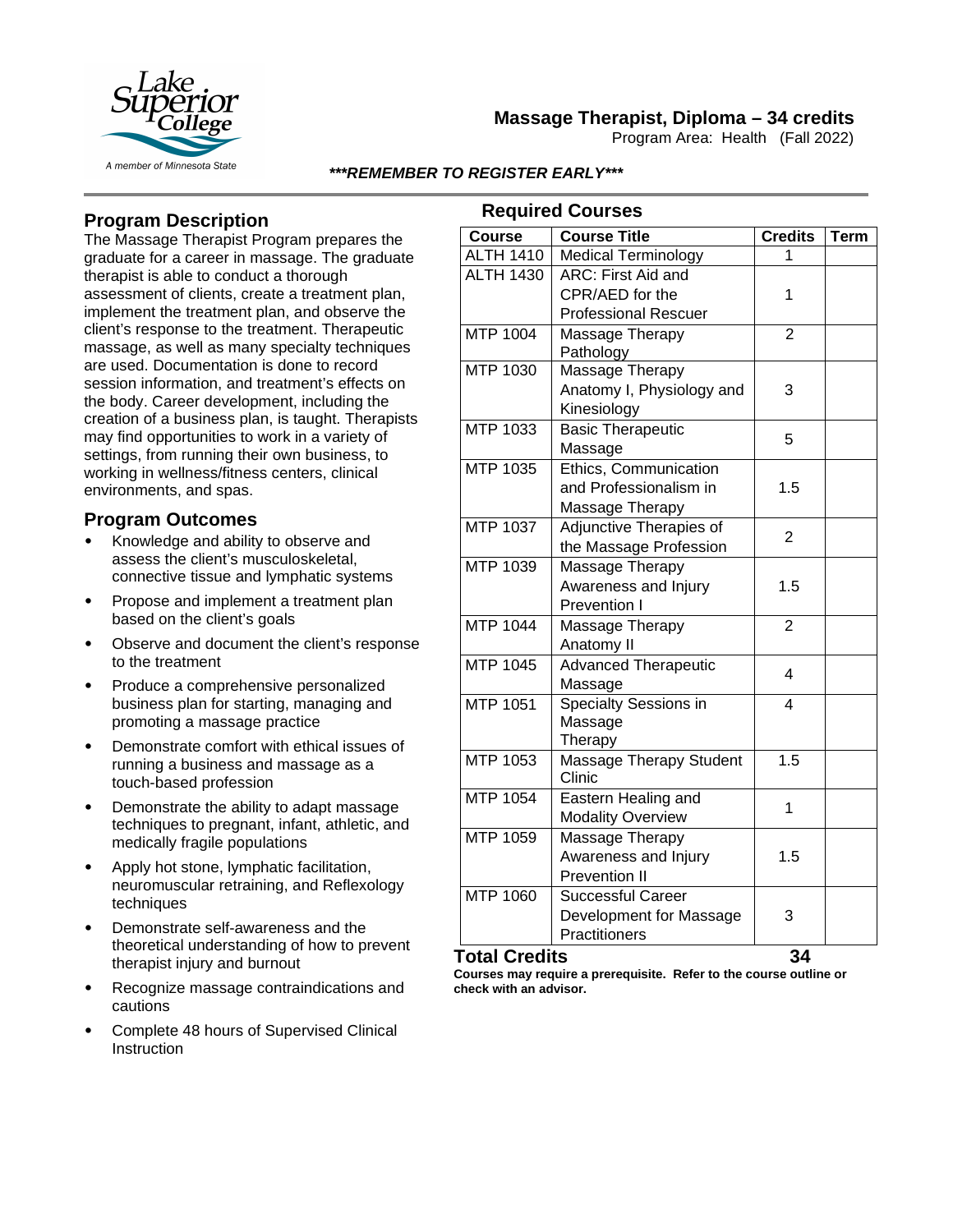Lake Superior College
A member of Minnesota State

# Massage Therapist, Diploma – 34 credits

Program Area: Health (Fall 2022)

***REMEMBER TO REGISTER EARLY***

## Program Description

The Massage Therapist Program prepares the graduate for a career in massage. The graduate therapist is able to conduct a thorough assessment of clients, create a treatment plan, implement the treatment plan, and observe the client's response to the treatment. Therapeutic massage, as well as many specialty techniques are used. Documentation is done to record session information, and treatment's effects on the body. Career development, including the creation of a business plan, is taught. Therapists may find opportunities to work in a variety of settings, from running their own business, to working in wellness/fitness centers, clinical environments, and spas.

## Program Outcomes

- Knowledge and ability to observe and assess the client's musculoskeletal, connective tissue and lymphatic systems
- Propose and implement a treatment plan based on the client's goals
- Observe and document the client's response to the treatment
- Produce a comprehensive personalized business plan for starting, managing and promoting a massage practice
- Demonstrate comfort with ethical issues of running a business and massage as a touch-based profession
- Demonstrate the ability to adapt massage techniques to pregnant, infant, athletic, and medically fragile populations
- Apply hot stone, lymphatic facilitation, neuromuscular retraining, and Reflexology techniques
- Demonstrate self-awareness and the theoretical understanding of how to prevent therapist injury and burnout
- Recognize massage contraindications and cautions
- Complete 48 hours of Supervised Clinical Instruction

## Required Courses

| Course | Course Title | Credits | Term |
|---|---|---|---|
| ALTH 1410 | Medical Terminology | 1 | |
| ALTH 1430 | ARC: First Aid and CPR/AED for the Professional Rescuer | 1 | |
| MTP 1004 | Massage Therapy Pathology | 2 | |
| MTP 1030 | Massage Therapy Anatomy I, Physiology and Kinesiology | 3 | |
| MTP 1033 | Basic Therapeutic Massage | 5 | |
| MTP 1035 | Ethics, Communication and Professionalism in Massage Therapy | 1.5 | |
| MTP 1037 | Adjunctive Therapies of the Massage Profession | 2 | |
| MTP 1039 | Massage Therapy Awareness and Injury Prevention I | 1.5 | |
| MTP 1044 | Massage Therapy Anatomy II | 2 | |
| MTP 1045 | Advanced Therapeutic Massage | 4 | |
| MTP 1051 | Specialty Sessions in Massage Therapy | 4 | |
| MTP 1053 | Massage Therapy Student Clinic | 1.5 | |
| MTP 1054 | Eastern Healing and Modality Overview | 1 | |
| MTP 1059 | Massage Therapy Awareness and Injury Prevention II | 1.5 | |
| MTP 1060 | Successful Career Development for Massage Practitioners | 3 | |
| **Total Credits** | | **34** | |

**Courses may require a prerequisite. Refer to the course outline or check with an advisor.**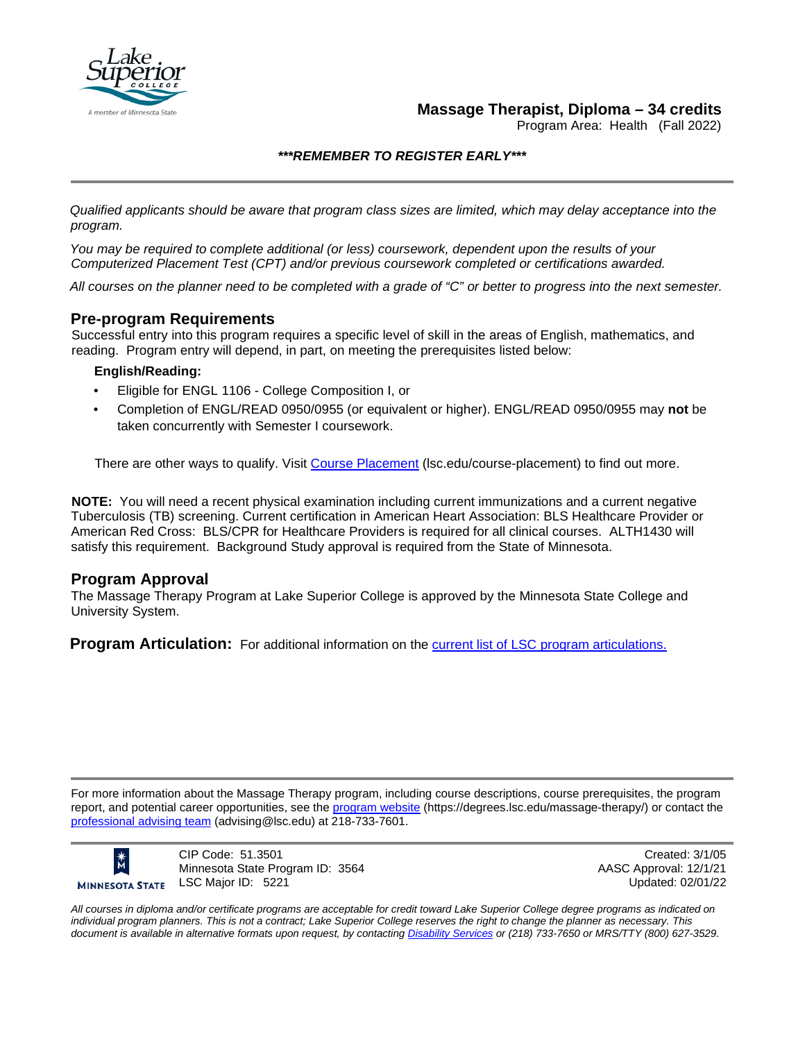## Massage Therapist, Diploma – 34 credits

Program Area: Health (Fall 2022)

***\*\*\*REMEMBER TO REGISTER EARLY\*\*\****

---

*Qualified applicants should be aware that program class sizes are limited, which may delay acceptance into the program.*

*You may be required to complete additional (or less) coursework, dependent upon the results of your Computerized Placement Test (CPT) and/or previous coursework completed or certifications awarded.*

*All courses on the planner need to be completed with a grade of "C" or better to progress into the next semester.*

## Pre-program Requirements

Successful entry into this program requires a specific level of skill in the areas of English, mathematics, and reading. Program entry will depend, in part, on meeting the prerequisites listed below:

**English/Reading:**

- Eligible for ENGL 1106 - College Composition I, or
- Completion of ENGL/READ 0950/0955 (or equivalent or higher). ENGL/READ 0950/0955 may **not** be taken concurrently with Semester I coursework.

There are other ways to qualify. Visit Course Placement (lsc.edu/course-placement) to find out more.

**NOTE:** You will need a recent physical examination including current immunizations and a current negative Tuberculosis (TB) screening. Current certification in American Heart Association: BLS Healthcare Provider or American Red Cross: BLS/CPR for Healthcare Providers is required for all clinical courses. ALTH1430 will satisfy this requirement. Background Study approval is required from the State of Minnesota.

## Program Approval

The Massage Therapy Program at Lake Superior College is approved by the Minnesota State College and University System.

**Program Articulation:** For additional information on the current list of LSC program articulations.

---

For more information about the Massage Therapy program, including course descriptions, course prerequisites, the program report, and potential career opportunities, see the program website (https://degrees.lsc.edu/massage-therapy/) or contact the professional advising team (advising@lsc.edu) at 218-733-7601.

CIP Code: 51.3501
Minnesota State Program ID: 3564
LSC Major ID: 5221

Created: 3/1/05
AASC Approval: 12/1/21
Updated: 02/01/22

*All courses in diploma and/or certificate programs are acceptable for credit toward Lake Superior College degree programs as indicated on individual program planners. This is not a contract; Lake Superior College reserves the right to change the planner as necessary. This document is available in alternative formats upon request, by contacting Disability Services or (218) 733-7650 or MRS/TTY (800) 627-3529.*